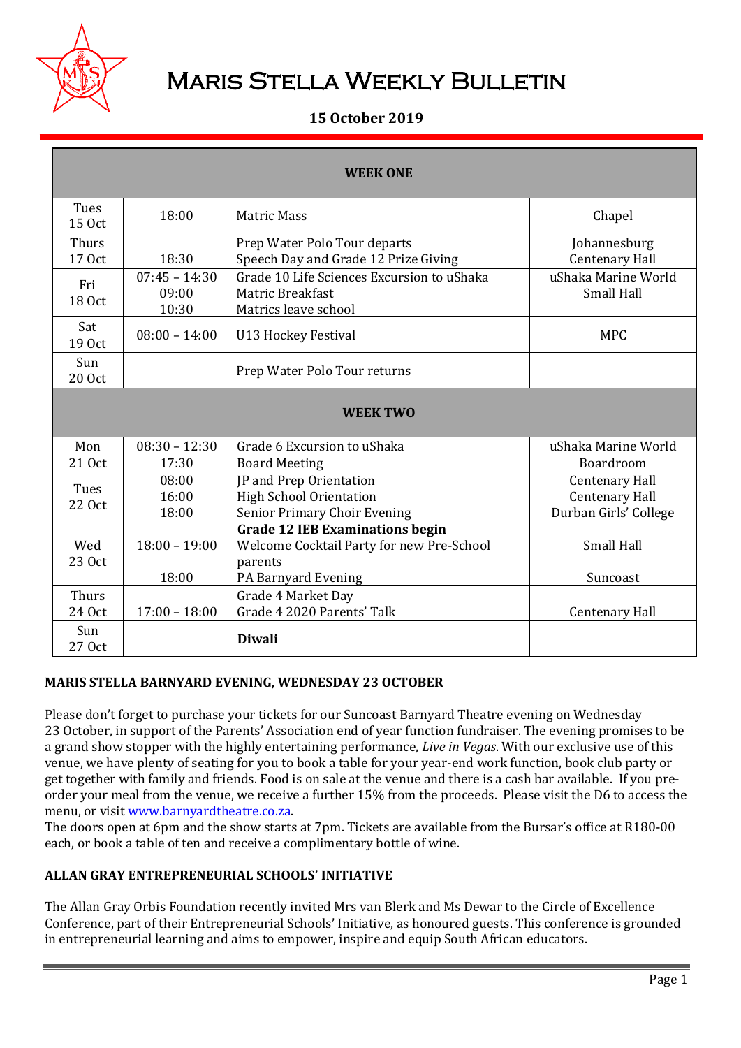# Maris Stella Weekly Bulletin

**15 October 2019**

| **WEEK ONE** | | | |
|---|---|---|---|
| Tues 15 Oct | 18:00 | Matric Mass | Chapel |
| Thurs 17 Oct | <br>18:30 | Prep Water Polo Tour departs<br>Speech Day and Grade 12 Prize Giving | Johannesburg<br>Centenary Hall |
| Fri 18 Oct | 07:45 – 14:30<br>09:00<br>10:30 | Grade 10 Life Sciences Excursion to uShaka<br>Matric Breakfast<br>Matrics leave school | uShaka Marine World<br>Small Hall |
| Sat 19 Oct | 08:00 – 14:00 | U13 Hockey Festival | MPC |
| Sun 20 Oct | | Prep Water Polo Tour returns | |
| **WEEK TWO** | | | |
| Mon 21 Oct | 08:30 – 12:30<br>17:30 | Grade 6 Excursion to uShaka<br>Board Meeting | uShaka Marine World<br>Boardroom |
| Tues 22 Oct | 08:00<br>16:00<br>18:00 | JP and Prep Orientation<br>High School Orientation<br>Senior Primary Choir Evening | Centenary Hall<br>Centenary Hall<br>Durban Girls' College |
| Wed 23 Oct | <br>18:00 – 19:00<br><br>18:00 | **Grade 12 IEB Examinations begin**<br>Welcome Cocktail Party for new Pre-School parents<br>PA Barnyard Evening | <br>Small Hall<br><br>Suncoast |
| Thurs 24 Oct | <br>17:00 – 18:00 | Grade 4 Market Day<br>Grade 4 2020 Parents' Talk | <br>Centenary Hall |
| Sun 27 Oct | | **Diwali** | |

## MARIS STELLA BARNYARD EVENING, WEDNESDAY 23 OCTOBER

Please don't forget to purchase your tickets for our Suncoast Barnyard Theatre evening on Wednesday 23 October, in support of the Parents' Association end of year function fundraiser. The evening promises to be a grand show stopper with the highly entertaining performance, *Live in Vegas*. With our exclusive use of this venue, we have plenty of seating for you to book a table for your year-end work function, book club party or get together with family and friends. Food is on sale at the venue and there is a cash bar available. If you pre-order your meal from the venue, we receive a further 15% from the proceeds. Please visit the D6 to access the menu, or visit www.barnyardtheatre.co.za.
The doors open at 6pm and the show starts at 7pm. Tickets are available from the Bursar's office at R180-00 each, or book a table of ten and receive a complimentary bottle of wine.

## ALLAN GRAY ENTREPRENEURIAL SCHOOLS' INITIATIVE

The Allan Gray Orbis Foundation recently invited Mrs van Blerk and Ms Dewar to the Circle of Excellence Conference, part of their Entrepreneurial Schools' Initiative, as honoured guests. This conference is grounded in entrepreneurial learning and aims to empower, inspire and equip South African educators.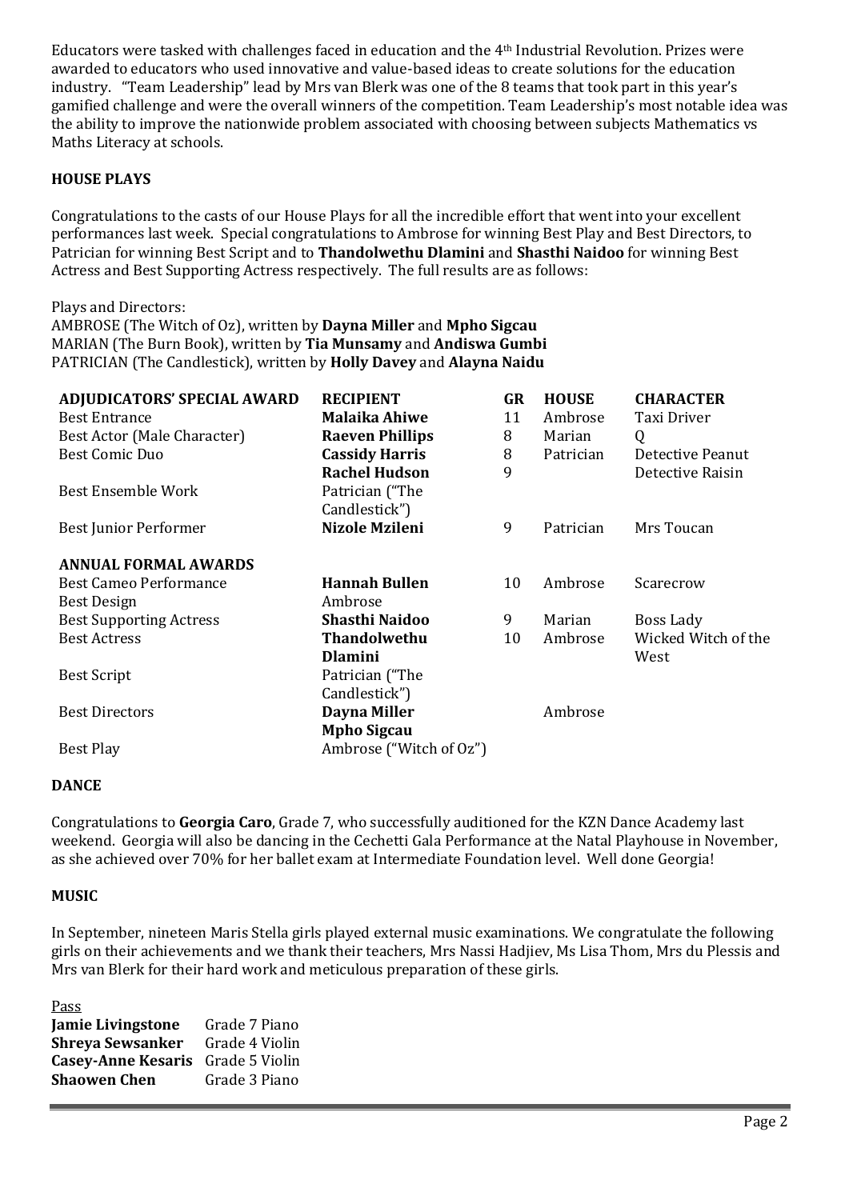Educators were tasked with challenges faced in education and the 4th Industrial Revolution. Prizes were awarded to educators who used innovative and value-based ideas to create solutions for the education industry. "Team Leadership" lead by Mrs van Blerk was one of the 8 teams that took part in this year's gamified challenge and were the overall winners of the competition. Team Leadership's most notable idea was the ability to improve the nationwide problem associated with choosing between subjects Mathematics vs Maths Literacy at schools.

## HOUSE PLAYS

Congratulations to the casts of our House Plays for all the incredible effort that went into your excellent performances last week. Special congratulations to Ambrose for winning Best Play and Best Directors, to Patrician for winning Best Script and to **Thandolwethu Dlamini** and **Shasthi Naidoo** for winning Best Actress and Best Supporting Actress respectively. The full results are as follows:

Plays and Directors:
AMBROSE (The Witch of Oz), written by **Dayna Miller** and **Mpho Sigcau**
MARIAN (The Burn Book), written by **Tia Munsamy** and **Andiswa Gumbi**
PATRICIAN (The Candlestick), written by **Holly Davey** and **Alayna Naidu**

| ADJUDICATORS' SPECIAL AWARD | RECIPIENT | GR | HOUSE | CHARACTER |
|---|---|---|---|---|
| Best Entrance | **Malaika Ahiwe** | 11 | Ambrose | Taxi Driver |
| Best Actor (Male Character) | **Raeven Phillips** | 8 | Marian | Q |
| Best Comic Duo | **Cassidy Harris** | 8 | Patrician | Detective Peanut |
| | **Rachel Hudson** | 9 | | Detective Raisin |
| Best Ensemble Work | Patrician ("The Candlestick") | | | |
| Best Junior Performer | **Nizole Mzileni** | 9 | Patrician | Mrs Toucan |
| **ANNUAL FORMAL AWARDS** | | | | |
| Best Cameo Performance | **Hannah Bullen** | 10 | Ambrose | Scarecrow |
| Best Design | Ambrose | | | |
| Best Supporting Actress | **Shasthi Naidoo** | 9 | Marian | Boss Lady |
| Best Actress | **Thandolwethu Dlamini** | 10 | Ambrose | Wicked Witch of the West |
| Best Script | Patrician ("The Candlestick") | | | |
| Best Directors | **Dayna Miller** | | Ambrose | |
| | **Mpho Sigcau** | | | |
| Best Play | Ambrose ("Witch of Oz") | | | |

## DANCE

Congratulations to **Georgia Caro**, Grade 7, who successfully auditioned for the KZN Dance Academy last weekend. Georgia will also be dancing in the Cechetti Gala Performance at the Natal Playhouse in November, as she achieved over 70% for her ballet exam at Intermediate Foundation level. Well done Georgia!

## MUSIC

In September, nineteen Maris Stella girls played external music examinations. We congratulate the following girls on their achievements and we thank their teachers, Mrs Nassi Hadjiev, Ms Lisa Thom, Mrs du Plessis and Mrs van Blerk for their hard work and meticulous preparation of these girls.

<u>Pass</u>

**Jamie Livingstone** Grade 7 Piano
**Shreya Sewsanker** Grade 4 Violin
**Casey-Anne Kesaris** Grade 5 Violin
**Shaowen Chen** Grade 3 Piano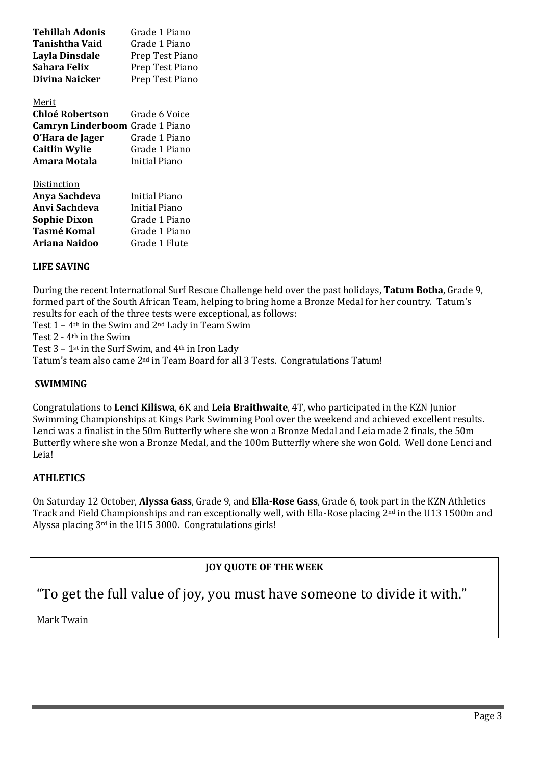| | |
|---|---|
| **Tehillah Adonis** | Grade 1 Piano |
| **Tanishtha Vaid** | Grade 1 Piano |
| **Layla Dinsdale** | Prep Test Piano |
| **Sahara Felix** | Prep Test Piano |
| **Divina Naicker** | Prep Test Piano |

Merit

| | |
|---|---|
| **Chloé Robertson** | Grade 6 Voice |
| **Camryn Linderboom** | Grade 1 Piano |
| **O'Hara de Jager** | Grade 1 Piano |
| **Caitlin Wylie** | Grade 1 Piano |
| **Amara Motala** | Initial Piano |

Distinction

| | |
|---|---|
| **Anya Sachdeva** | Initial Piano |
| **Anvi Sachdeva** | Initial Piano |
| **Sophie Dixon** | Grade 1 Piano |
| **Tasmé Komal** | Grade 1 Piano |
| **Ariana Naidoo** | Grade 1 Flute |

## LIFE SAVING

During the recent International Surf Rescue Challenge held over the past holidays, **Tatum Botha**, Grade 9, formed part of the South African Team, helping to bring home a Bronze Medal for her country. Tatum's results for each of the three tests were exceptional, as follows:

Test 1 – 4th in the Swim and 2nd Lady in Team Swim

Test 2 - 4th in the Swim

Test 3 – 1st in the Surf Swim, and 4th in Iron Lady

Tatum's team also came 2nd in Team Board for all 3 Tests. Congratulations Tatum!

## SWIMMING

Congratulations to **Lenci Kiliswa**, 6K and **Leia Braithwaite**, 4T, who participated in the KZN Junior Swimming Championships at Kings Park Swimming Pool over the weekend and achieved excellent results. Lenci was a finalist in the 50m Butterfly where she won a Bronze Medal and Leia made 2 finals, the 50m Butterfly where she won a Bronze Medal, and the 100m Butterfly where she won Gold. Well done Lenci and Leia!

## ATHLETICS

On Saturday 12 October, **Alyssa Gass**, Grade 9, and **Ella-Rose Gass**, Grade 6, took part in the KZN Athletics Track and Field Championships and ran exceptionally well, with Ella-Rose placing 2nd in the U13 1500m and Alyssa placing 3rd in the U15 3000. Congratulations girls!

**JOY QUOTE OF THE WEEK**

"To get the full value of joy, you must have someone to divide it with."

Mark Twain